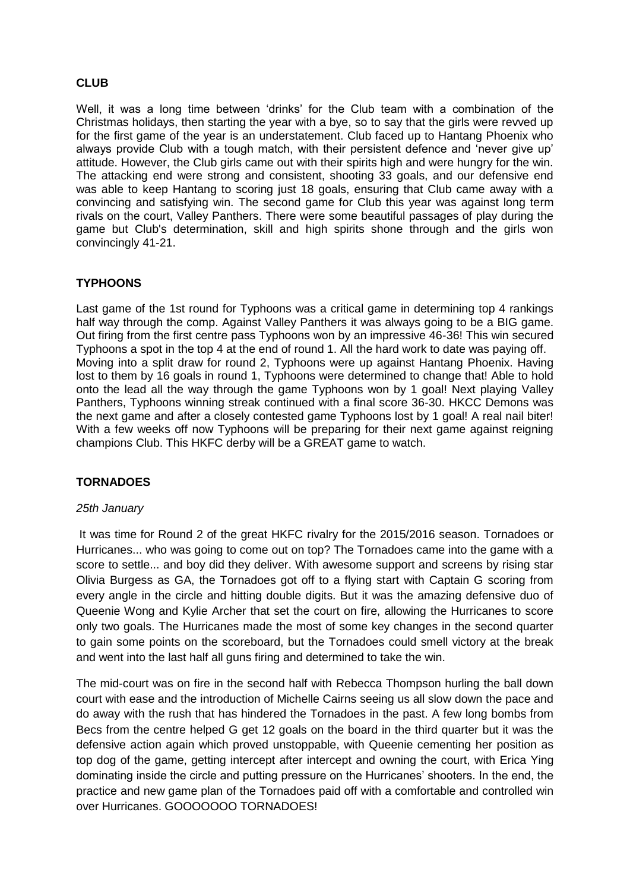**CLUB**

Well, it was a long time between 'drinks' for the Club team with a combination of the Christmas holidays, then starting the year with a bye, so to say that the girls were revved up for the first game of the year is an understatement. Club faced up to Hantang Phoenix who always provide Club with a tough match, with their persistent defence and 'never give up' attitude. However, the Club girls came out with their spirits high and were hungry for the win. The attacking end were strong and consistent, shooting 33 goals, and our defensive end was able to keep Hantang to scoring just 18 goals, ensuring that Club came away with a convincing and satisfying win. The second game for Club this year was against long term rivals on the court, Valley Panthers. There were some beautiful passages of play during the game but Club's determination, skill and high spirits shone through and the girls won convincingly 41-21.

**TYPHOONS**

Last game of the 1st round for Typhoons was a critical game in determining top 4 rankings half way through the comp. Against Valley Panthers it was always going to be a BIG game. Out firing from the first centre pass Typhoons won by an impressive 46-36! This win secured Typhoons a spot in the top 4 at the end of round 1. All the hard work to date was paying off.
Moving into a split draw for round 2, Typhoons were up against Hantang Phoenix. Having lost to them by 16 goals in round 1, Typhoons were determined to change that! Able to hold onto the lead all the way through the game Typhoons won by 1 goal! Next playing Valley Panthers, Typhoons winning streak continued with a final score 36-30. HKCC Demons was the next game and after a closely contested game Typhoons lost by 1 goal! A real nail biter! With a few weeks off now Typhoons will be preparing for their next game against reigning champions Club. This HKFC derby will be a GREAT game to watch.

**TORNADOES**

*25th January*

It was time for Round 2 of the great HKFC rivalry for the 2015/2016 season. Tornadoes or Hurricanes... who was going to come out on top? The Tornadoes came into the game with a score to settle... and boy did they deliver. With awesome support and screens by rising star Olivia Burgess as GA, the Tornadoes got off to a flying start with Captain G scoring from every angle in the circle and hitting double digits. But it was the amazing defensive duo of Queenie Wong and Kylie Archer that set the court on fire, allowing the Hurricanes to score only two goals. The Hurricanes made the most of some key changes in the second quarter to gain some points on the scoreboard, but the Tornadoes could smell victory at the break and went into the last half all guns firing and determined to take the win.

The mid-court was on fire in the second half with Rebecca Thompson hurling the ball down court with ease and the introduction of Michelle Cairns seeing us all slow down the pace and do away with the rush that has hindered the Tornadoes in the past. A few long bombs from Becs from the centre helped G get 12 goals on the board in the third quarter but it was the defensive action again which proved unstoppable, with Queenie cementing her position as top dog of the game, getting intercept after intercept and owning the court, with Erica Ying dominating inside the circle and putting pressure on the Hurricanes' shooters. In the end, the practice and new game plan of the Tornadoes paid off with a comfortable and controlled win over Hurricanes. GOOOOOOO TORNADOES!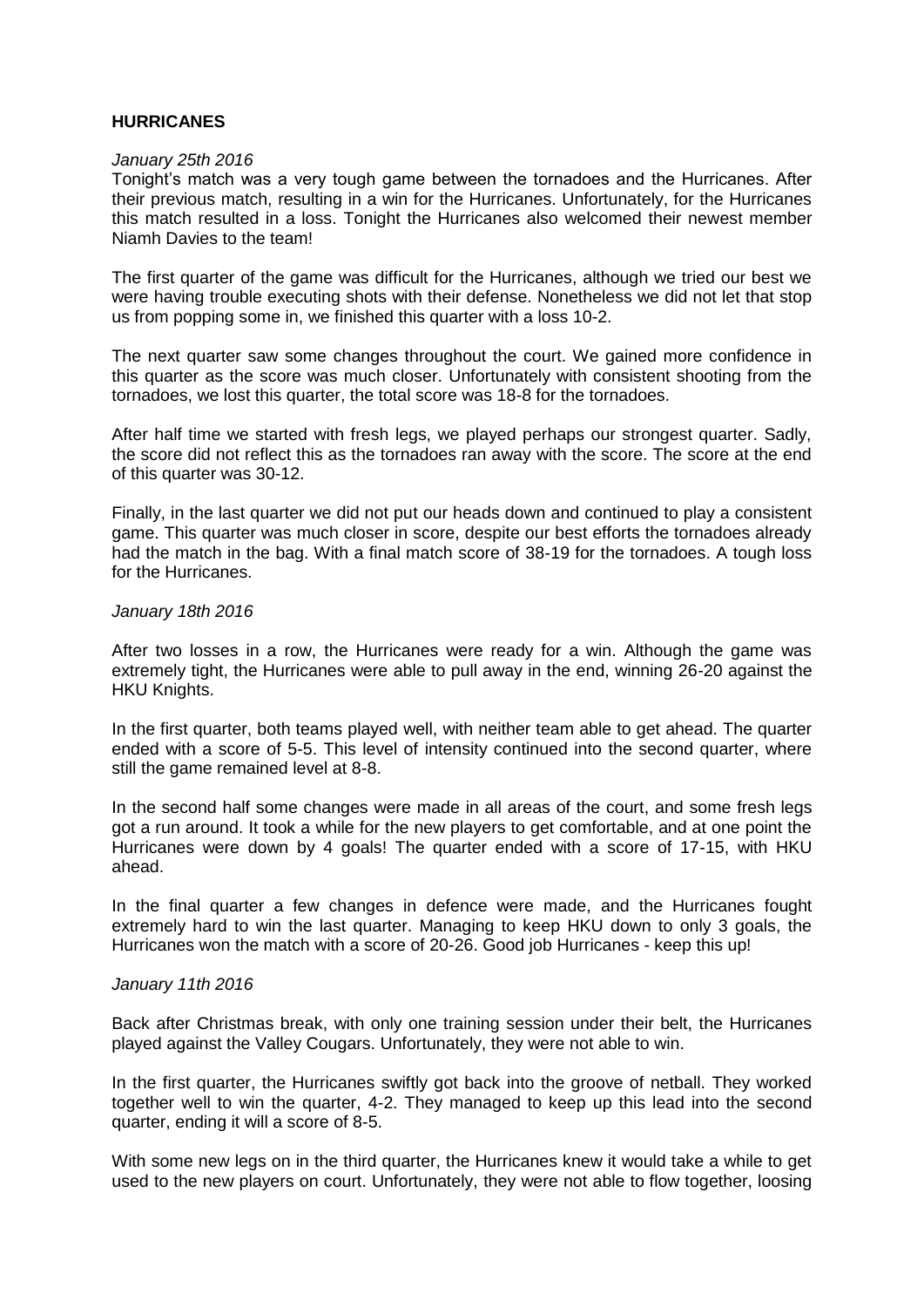**HURRICANES**

*January 25th 2016*

Tonight's match was a very tough game between the tornadoes and the Hurricanes. After their previous match, resulting in a win for the Hurricanes. Unfortunately, for the Hurricanes this match resulted in a loss. Tonight the Hurricanes also welcomed their newest member Niamh Davies to the team!

The first quarter of the game was difficult for the Hurricanes, although we tried our best we were having trouble executing shots with their defense. Nonetheless we did not let that stop us from popping some in, we finished this quarter with a loss 10-2.

The next quarter saw some changes throughout the court. We gained more confidence in this quarter as the score was much closer. Unfortunately with consistent shooting from the tornadoes, we lost this quarter, the total score was 18-8 for the tornadoes.

After half time we started with fresh legs, we played perhaps our strongest quarter. Sadly, the score did not reflect this as the tornadoes ran away with the score. The score at the end of this quarter was 30-12.

Finally, in the last quarter we did not put our heads down and continued to play a consistent game. This quarter was much closer in score, despite our best efforts the tornadoes already had the match in the bag. With a final match score of 38-19 for the tornadoes. A tough loss for the Hurricanes.

*January 18th 2016*

After two losses in a row, the Hurricanes were ready for a win. Although the game was extremely tight, the Hurricanes were able to pull away in the end, winning 26-20 against the HKU Knights.

In the first quarter, both teams played well, with neither team able to get ahead. The quarter ended with a score of 5-5. This level of intensity continued into the second quarter, where still the game remained level at 8-8.

In the second half some changes were made in all areas of the court, and some fresh legs got a run around. It took a while for the new players to get comfortable, and at one point the Hurricanes were down by 4 goals! The quarter ended with a score of 17-15, with HKU ahead.

In the final quarter a few changes in defence were made, and the Hurricanes fought extremely hard to win the last quarter. Managing to keep HKU down to only 3 goals, the Hurricanes won the match with a score of 20-26. Good job Hurricanes - keep this up!

*January 11th 2016*

Back after Christmas break, with only one training session under their belt, the Hurricanes played against the Valley Cougars. Unfortunately, they were not able to win.

In the first quarter, the Hurricanes swiftly got back into the groove of netball. They worked together well to win the quarter, 4-2. They managed to keep up this lead into the second quarter, ending it will a score of 8-5.

With some new legs on in the third quarter, the Hurricanes knew it would take a while to get used to the new players on court. Unfortunately, they were not able to flow together, loosing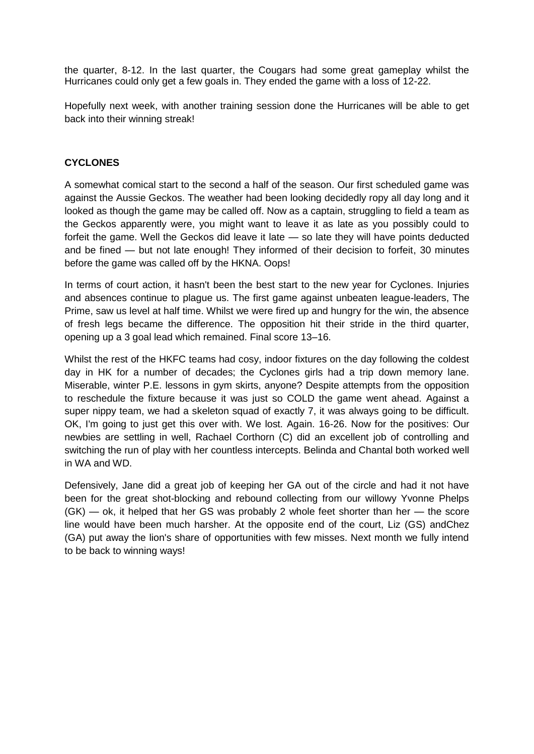the quarter, 8-12. In the last quarter, the Cougars had some great gameplay whilst the Hurricanes could only get a few goals in. They ended the game with a loss of 12-22.

Hopefully next week, with another training session done the Hurricanes will be able to get back into their winning streak!

**CYCLONES**

A somewhat comical start to the second a half of the season. Our first scheduled game was against the Aussie Geckos. The weather had been looking decidedly ropy all day long and it looked as though the game may be called off. Now as a captain, struggling to field a team as the Geckos apparently were, you might want to leave it as late as you possibly could to forfeit the game. Well the Geckos did leave it late — so late they will have points deducted and be fined — but not late enough! They informed of their decision to forfeit, 30 minutes before the game was called off by the HKNA. Oops!

In terms of court action, it hasn't been the best start to the new year for Cyclones. Injuries and absences continue to plague us. The first game against unbeaten league-leaders, The Prime, saw us level at half time. Whilst we were fired up and hungry for the win, the absence of fresh legs became the difference. The opposition hit their stride in the third quarter, opening up a 3 goal lead which remained. Final score 13–16.

Whilst the rest of the HKFC teams had cosy, indoor fixtures on the day following the coldest day in HK for a number of decades; the Cyclones girls had a trip down memory lane. Miserable, winter P.E. lessons in gym skirts, anyone? Despite attempts from the opposition to reschedule the fixture because it was just so COLD the game went ahead. Against a super nippy team, we had a skeleton squad of exactly 7, it was always going to be difficult. OK, I'm going to just get this over with. We lost. Again. 16-26. Now for the positives: Our newbies are settling in well, Rachael Corthorn (C) did an excellent job of controlling and switching the run of play with her countless intercepts. Belinda and Chantal both worked well in WA and WD.

Defensively, Jane did a great job of keeping her GA out of the circle and had it not have been for the great shot-blocking and rebound collecting from our willowy Yvonne Phelps (GK) — ok, it helped that her GS was probably 2 whole feet shorter than her — the score line would have been much harsher. At the opposite end of the court, Liz (GS) andChez (GA) put away the lion's share of opportunities with few misses. Next month we fully intend to be back to winning ways!